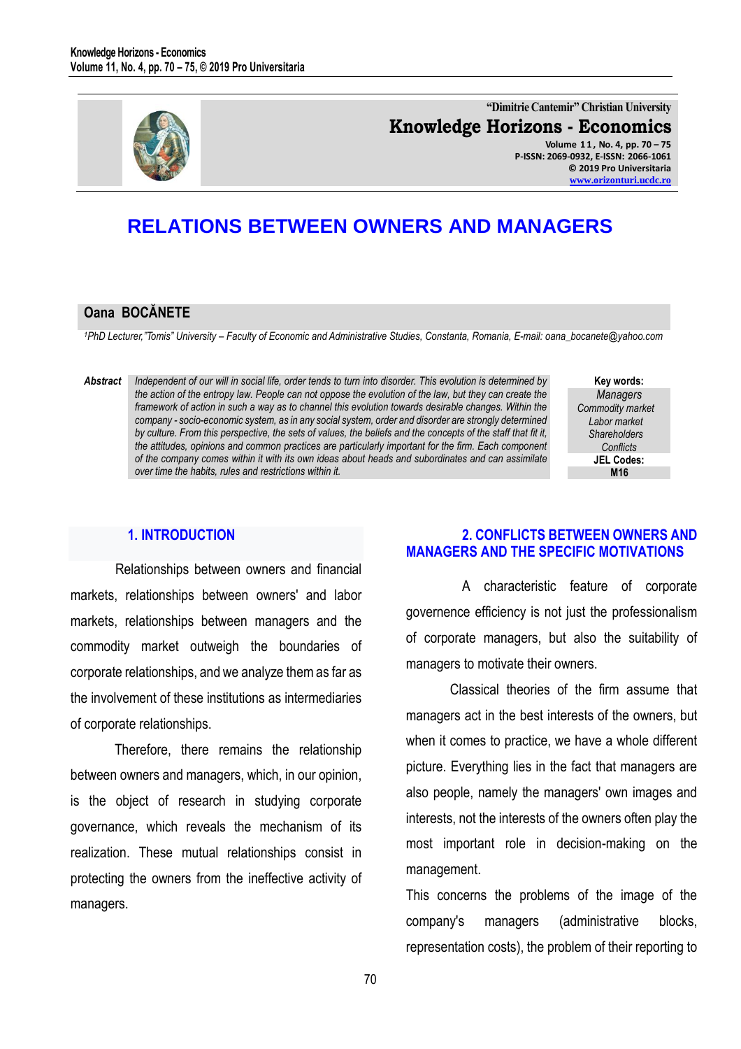# RELATIONS BETWEEN OWNERS AND MANAGERS

**Oana BOCĂNETE**

[1]PhD Lecturer,"Tomis" University – Faculty of Economic and Administrative Studies, Constanta, Romania, E-mail: oana_bocanete@yahoo.com

***Abstract*** *Independent of our will in social life, order tends to turn into disorder. This evolution is determined by the action of the entropy law. People can not oppose the evolution of the law, but they can create the framework of action in such a way as to channel this evolution towards desirable changes. Within the company - socio-economic system, as in any social system, order and disorder are strongly determined by culture. From this perspective, the sets of values, the beliefs and the concepts of the staff that fit it, the attitudes, opinions and common practices are particularly important for the firm. Each component of the company comes within it with its own ideas about heads and subordinates and can assimilate over time the habits, rules and restrictions within it.*

**Key words:** *Managers, Commodity market, Labor market, Shareholders, Conflicts*

**JEL Codes:** M16

## 1. INTRODUCTION

Relationships between owners and financial markets, relationships between owners' and labor markets, relationships between managers and the commodity market outweigh the boundaries of corporate relationships, and we analyze them as far as the involvement of these institutions as intermediaries of corporate relationships.

Therefore, there remains the relationship between owners and managers, which, in our opinion, is the object of research in studying corporate governance, which reveals the mechanism of its realization. These mutual relationships consist in protecting the owners from the ineffective activity of managers.

## 2. CONFLICTS BETWEEN OWNERS AND MANAGERS AND THE SPECIFIC MOTIVATIONS

A characteristic feature of corporate governence efficiency is not just the professionalism of corporate managers, but also the suitability of managers to motivate their owners.

Classical theories of the firm assume that managers act in the best interests of the owners, but when it comes to practice, we have a whole different picture. Everything lies in the fact that managers are also people, namely the managers' own images and interests, not the interests of the owners often play the most important role in decision-making on the management.

This concerns the problems of the image of the company's managers (administrative blocks, representation costs), the problem of their reporting to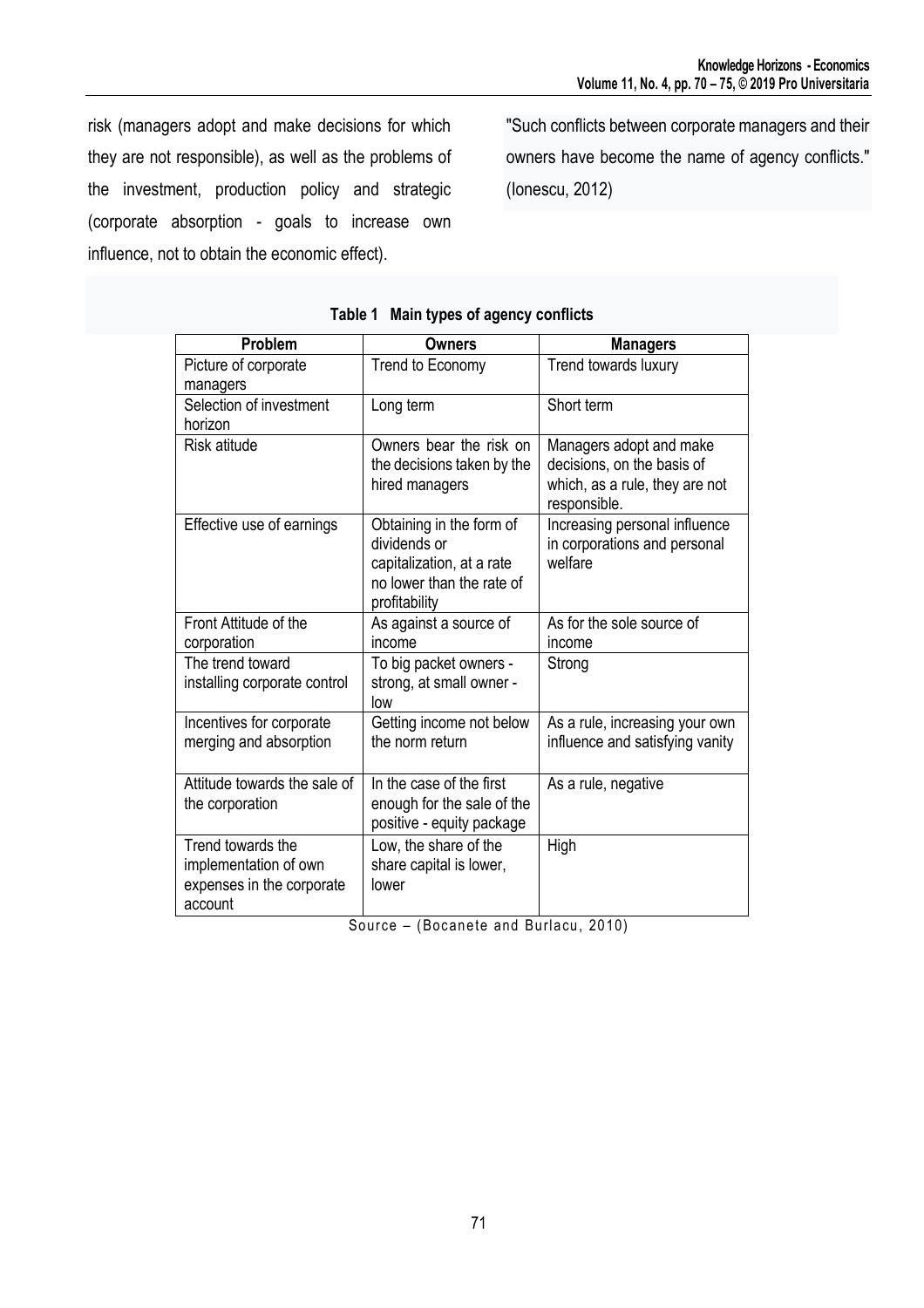risk (managers adopt and make decisions for which they are not responsible), as well as the problems of the investment, production policy and strategic (corporate absorption - goals to increase own influence, not to obtain the economic effect).

"Such conflicts between corporate managers and their owners have become the name of agency conflicts." (Ionescu, 2012)

**Table 1 Main types of agency conflicts**

| Problem | Owners | Managers |
|---|---|---|
| Picture of corporate managers | Trend to Economy | Trend towards luxury |
| Selection of investment horizon | Long term | Short term |
| Risk atitude | Owners bear the risk on the decisions taken by the hired managers | Managers adopt and make decisions, on the basis of which, as a rule, they are not responsible. |
| Effective use of earnings | Obtaining in the form of dividends or capitalization, at a rate no lower than the rate of profitability | Increasing personal influence in corporations and personal welfare |
| Front Attitude of the corporation | As against a source of income | As for the sole source of income |
| The trend toward installing corporate control | To big packet owners - strong, at small owner - low | Strong |
| Incentives for corporate merging and absorption | Getting income not below the norm return | As a rule, increasing your own influence and satisfying vanity |
| Attitude towards the sale of the corporation | In the case of the first enough for the sale of the positive - equity package | As a rule, negative |
| Trend towards the implementation of own expenses in the corporate account | Low, the share of the share capital is lower, lower | High |

Source – (Bocanete and Burlacu, 2010)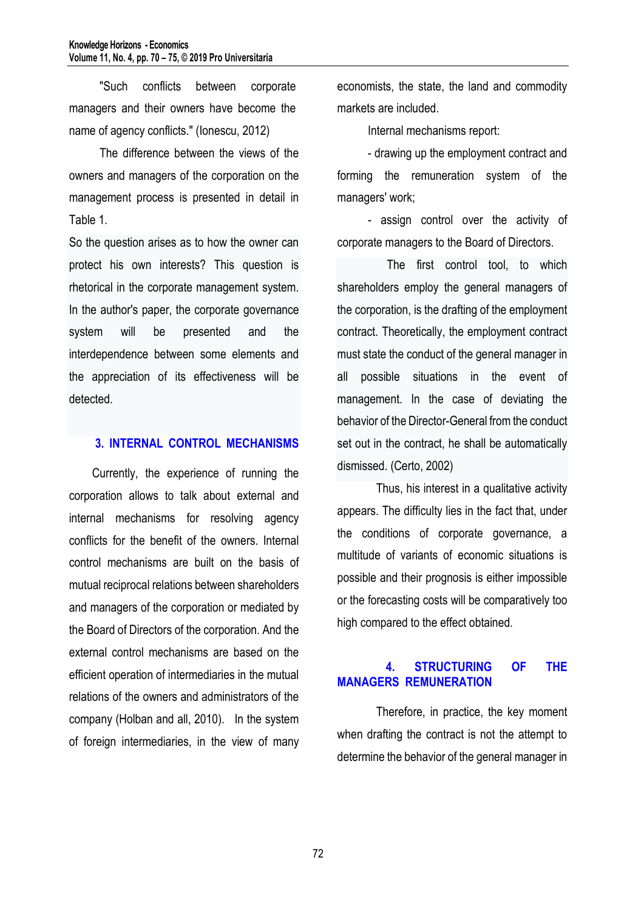"Such conflicts between corporate managers and their owners have become the name of agency conflicts." (Ionescu, 2012)

The difference between the views of the owners and managers of the corporation on the management process is presented in detail in Table 1.

So the question arises as to how the owner can protect his own interests? This question is rhetorical in the corporate management system. In the author's paper, the corporate governance system will be presented and the interdependence between some elements and the appreciation of its effectiveness will be detected.

## 3. INTERNAL CONTROL MECHANISMS

Currently, the experience of running the corporation allows to talk about external and internal mechanisms for resolving agency conflicts for the benefit of the owners. Internal control mechanisms are built on the basis of mutual reciprocal relations between shareholders and managers of the corporation or mediated by the Board of Directors of the corporation. And the external control mechanisms are based on the efficient operation of intermediaries in the mutual relations of the owners and administrators of the company (Holban and all, 2010). In the system of foreign intermediaries, in the view of many economists, the state, the land and commodity markets are included.

Internal mechanisms report:

- drawing up the employment contract and forming the remuneration system of the managers' work;
- assign control over the activity of corporate managers to the Board of Directors.

The first control tool, to which shareholders employ the general managers of the corporation, is the drafting of the employment contract. Theoretically, the employment contract must state the conduct of the general manager in all possible situations in the event of management. In the case of deviating the behavior of the Director-General from the conduct set out in the contract, he shall be automatically dismissed. (Certo, 2002)

Thus, his interest in a qualitative activity appears. The difficulty lies in the fact that, under the conditions of corporate governance, a multitude of variants of economic situations is possible and their prognosis is either impossible or the forecasting costs will be comparatively too high compared to the effect obtained.

## 4. STRUCTURING OF THE MANAGERS REMUNERATION

Therefore, in practice, the key moment when drafting the contract is not the attempt to determine the behavior of the general manager in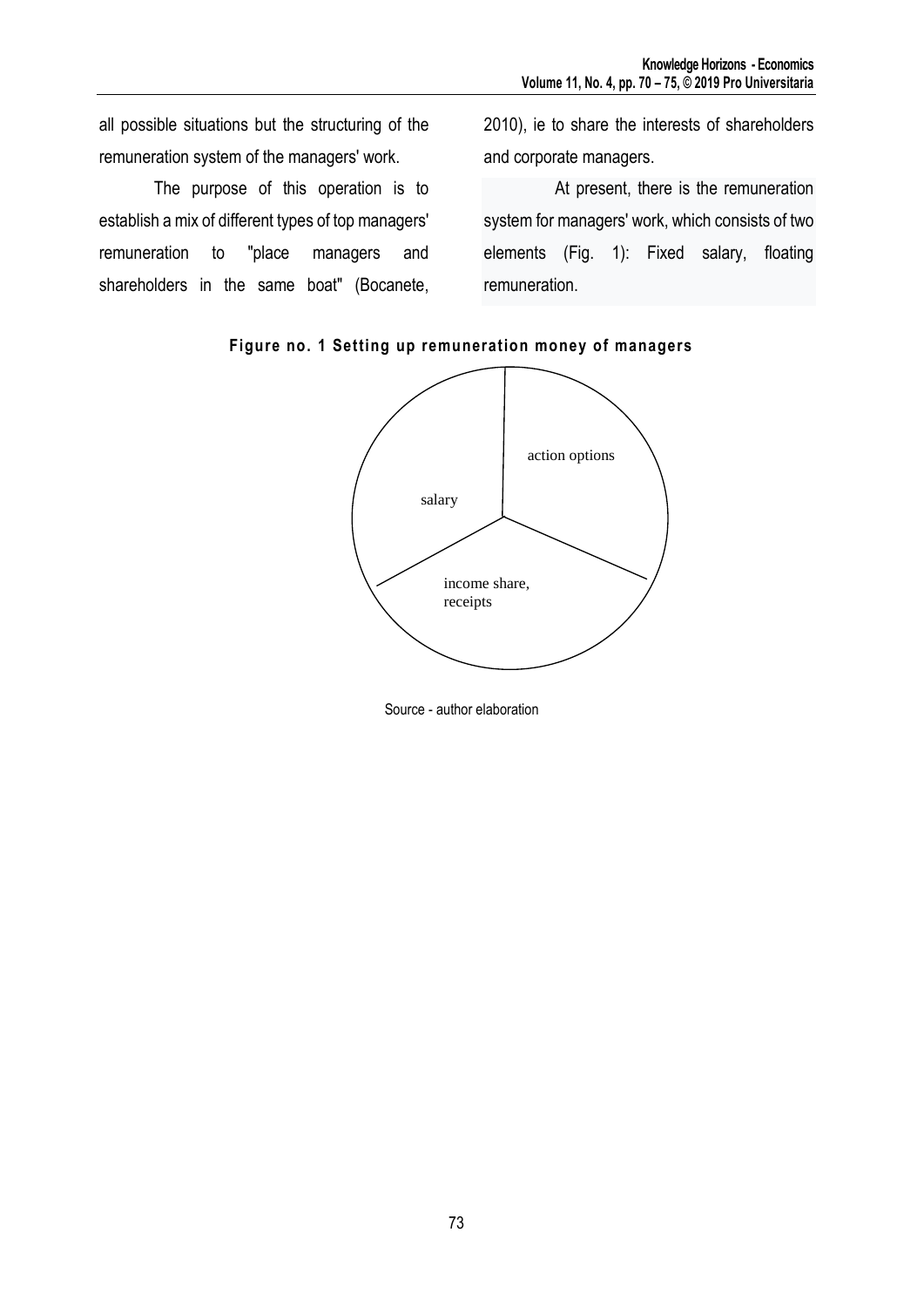all possible situations but the structuring of the remuneration system of the managers' work.

The purpose of this operation is to establish a mix of different types of top managers' remuneration to "place managers and shareholders in the same boat" (Bocanete, 2010), ie to share the interests of shareholders and corporate managers.

At present, there is the remuneration system for managers' work, which consists of two elements (Fig. 1): Fixed salary, floating remuneration.

**Figure no. 1 Setting up remuneration money of managers**

action options

salary

income share, receipts

Source - author elaboration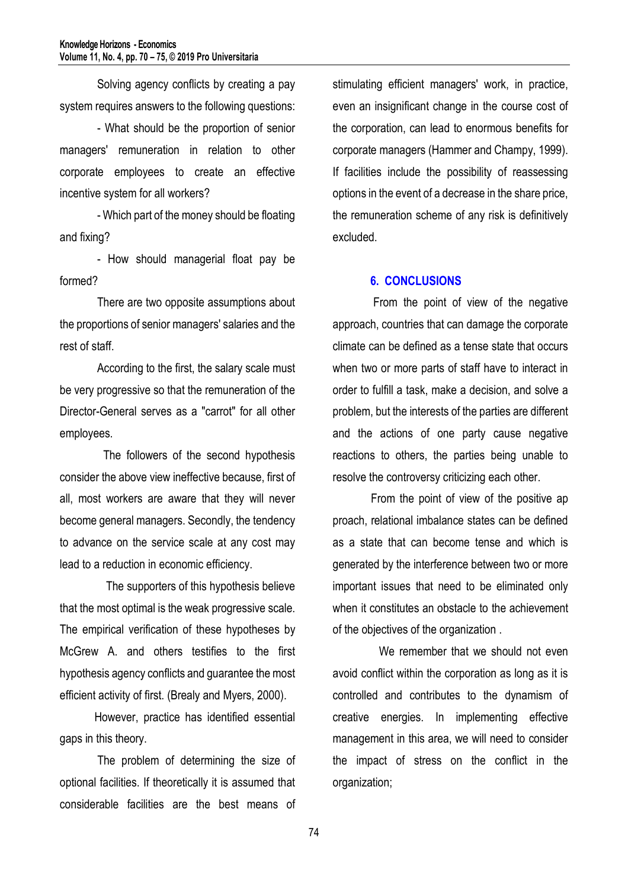Solving agency conflicts by creating a pay system requires answers to the following questions:

- What should be the proportion of senior managers' remuneration in relation to other corporate employees to create an effective incentive system for all workers?

- Which part of the money should be floating and fixing?

- How should managerial float pay be formed?

There are two opposite assumptions about the proportions of senior managers' salaries and the rest of staff.

According to the first, the salary scale must be very progressive so that the remuneration of the Director-General serves as a "carrot" for all other employees.

The followers of the second hypothesis consider the above view ineffective because, first of all, most workers are aware that they will never become general managers. Secondly, the tendency to advance on the service scale at any cost may lead to a reduction in economic efficiency.

The supporters of this hypothesis believe that the most optimal is the weak progressive scale. The empirical verification of these hypotheses by McGrew A. and others testifies to the first hypothesis agency conflicts and guarantee the most efficient activity of first. (Brealy and Myers, 2000).

However, practice has identified essential gaps in this theory.

The problem of determining the size of optional facilities. If theoretically it is assumed that considerable facilities are the best means of stimulating efficient managers' work, in practice, even an insignificant change in the course cost of the corporation, can lead to enormous benefits for corporate managers (Hammer and Champy, 1999). If facilities include the possibility of reassessing options in the event of a decrease in the share price, the remuneration scheme of any risk is definitively excluded.

## 6. CONCLUSIONS

From the point of view of the negative approach, countries that can damage the corporate climate can be defined as a tense state that occurs when two or more parts of staff have to interact in order to fulfill a task, make a decision, and solve a problem, but the interests of the parties are different and the actions of one party cause negative reactions to others, the parties being unable to resolve the controversy criticizing each other.

From the point of view of the positive ap proach, relational imbalance states can be defined as a state that can become tense and which is generated by the interference between two or more important issues that need to be eliminated only when it constitutes an obstacle to the achievement of the objectives of the organization .

We remember that we should not even avoid conflict within the corporation as long as it is controlled and contributes to the dynamism of creative energies. In implementing effective management in this area, we will need to consider the impact of stress on the conflict in the organization;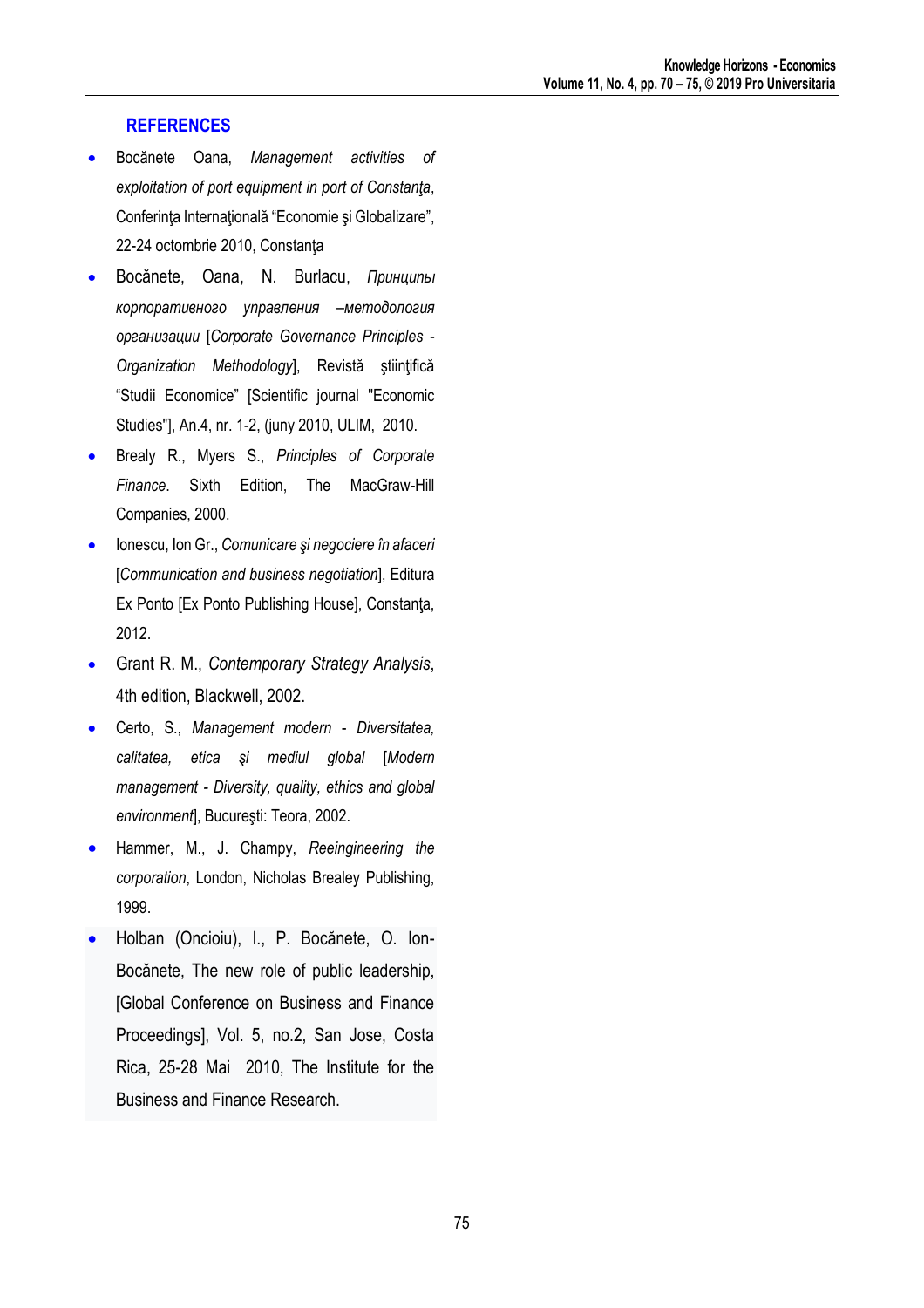## REFERENCES

- Bocănete Oana, *Management activities of exploitation of port equipment in port of Constanţa*, Conferinţa Internaţională "Economie şi Globalizare", 22-24 octombrie 2010, Constanţa
- Bocănete, Oana, N. Burlacu, *Принципы корпоративного управления –методология организации* [*Corporate Governance Principles - Organization Methodology*], Revistă ştiinţifică "Studii Economice" [Scientific journal "Economic Studies"], An.4, nr. 1-2, (juny 2010, ULIM, 2010.
- Brealy R., Myers S., *Principles of Corporate Finance*. Sixth Edition, The MacGraw-Hill Companies, 2000.
- Ionescu, Ion Gr., *Comunicare şi negociere în afaceri* [*Communication and business negotiation*], Editura Ex Ponto [Ex Ponto Publishing House], Constanţa, 2012.
- Grant R. M., *Contemporary Strategy Analysis*, 4th edition, Blackwell, 2002.
- Certo, S., *Management modern - Diversitatea, calitatea, etica şi mediul global* [*Modern management - Diversity, quality, ethics and global environment*], Bucureşti: Teora, 2002.
- Hammer, M., J. Champy, *Reeingineering the corporation*, London, Nicholas Brealey Publishing, 1999.
- Holban (Oncioiu), I., P. Bocănete, O. Ion-Bocănete, The new role of public leadership, [Global Conference on Business and Finance Proceedings], Vol. 5, no.2, San Jose, Costa Rica, 25-28 Mai 2010, The Institute for the Business and Finance Research.